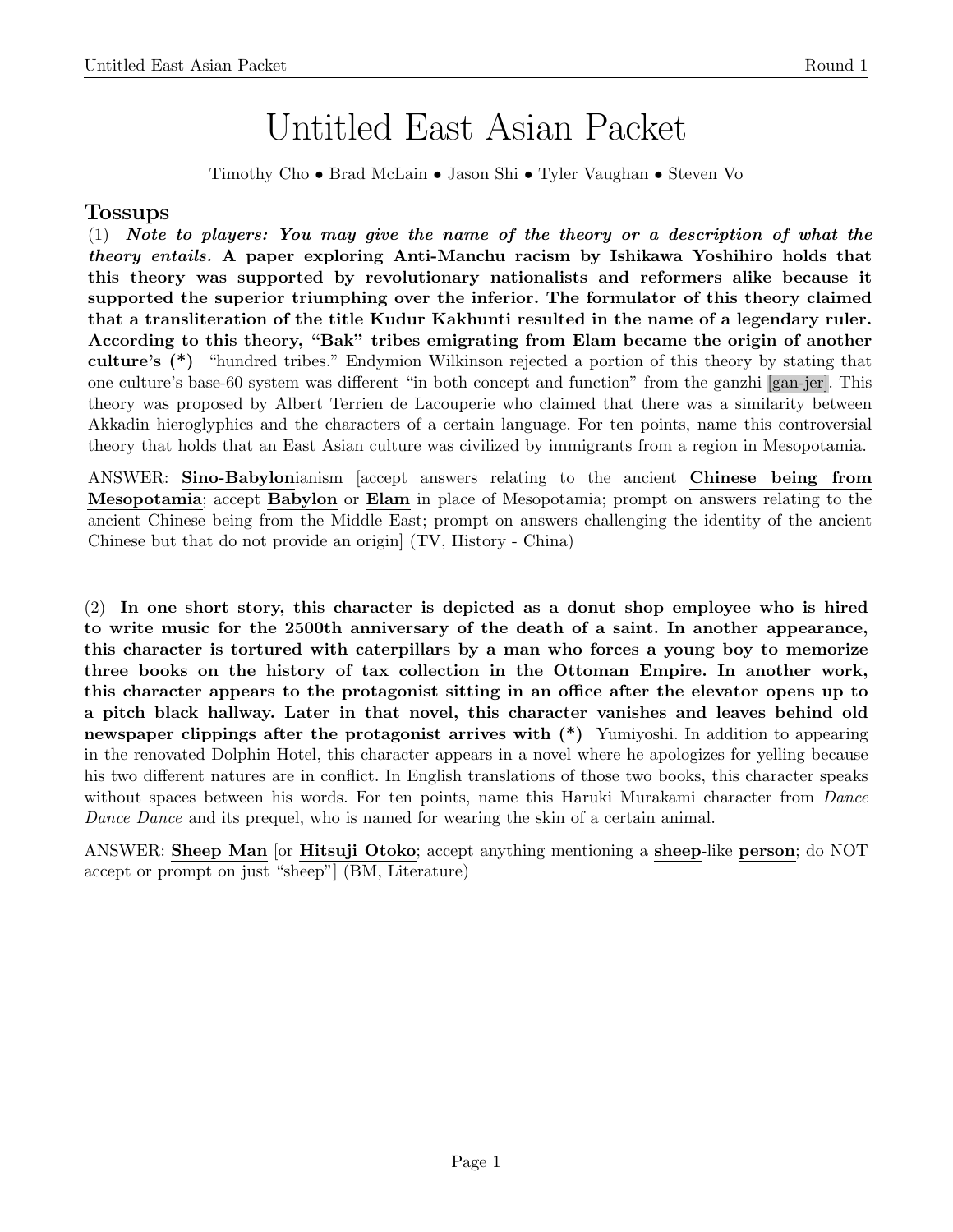# Untitled East Asian Packet

Timothy Cho • Brad McLain • Jason Shi • Tyler Vaughan • Steven Vo

## Tossups

(1) ***Note to players: You may give the name of the theory or a description of what the theory entails.*** **A paper exploring Anti-Manchu racism by Ishikawa Yoshihiro holds that this theory was supported by revolutionary nationalists and reformers alike because it supported the superior triumphing over the inferior. The formulator of this theory claimed that a transliteration of the title Kudur Kakhunti resulted in the name of a legendary ruler. According to this theory, "Bak" tribes emigrating from Elam became the origin of another culture's (*)** "hundred tribes." Endymion Wilkinson rejected a portion of this theory by stating that one culture's base-60 system was different "in both concept and function" from the ganzhi [gan-jer]. This theory was proposed by Albert Terrien de Lacouperie who claimed that there was a similarity between Akkadin hieroglyphics and the characters of a certain language. For ten points, name this controversial theory that holds that an East Asian culture was civilized by immigrants from a region in Mesopotamia.

ANSWER: **Sino-Babylon**ianism [accept answers relating to the ancient **Chinese being from Mesopotamia**; accept **Babylon** or **Elam** in place of Mesopotamia; prompt on answers relating to the ancient Chinese being from the Middle East; prompt on answers challenging the identity of the ancient Chinese but that do not provide an origin] (TV, History - China)

(2) **In one short story, this character is depicted as a donut shop employee who is hired to write music for the 2500th anniversary of the death of a saint. In another appearance, this character is tortured with caterpillars by a man who forces a young boy to memorize three books on the history of tax collection in the Ottoman Empire. In another work, this character appears to the protagonist sitting in an office after the elevator opens up to a pitch black hallway. Later in that novel, this character vanishes and leaves behind old newspaper clippings after the protagonist arrives with (*)** Yumiyoshi. In addition to appearing in the renovated Dolphin Hotel, this character appears in a novel where he apologizes for yelling because his two different natures are in conflict. In English translations of those two books, this character speaks without spaces between his words. For ten points, name this Haruki Murakami character from *Dance Dance Dance* and its prequel, who is named for wearing the skin of a certain animal.

ANSWER: **Sheep Man** [or **Hitsuji Otoko**; accept anything mentioning a **sheep**-like **person**; do NOT accept or prompt on just "sheep"] (BM, Literature)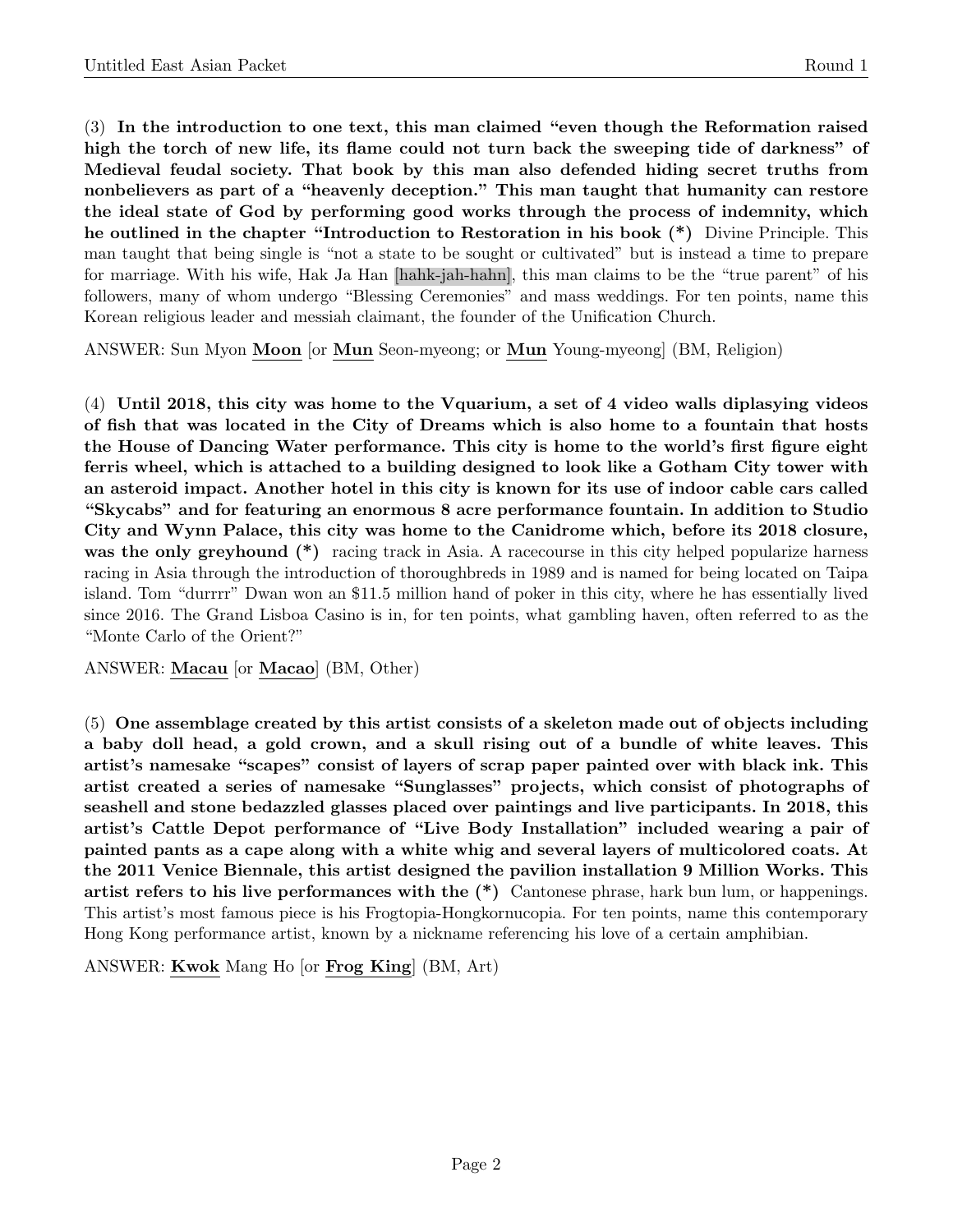(3) **In the introduction to one text, this man claimed "even though the Reformation raised high the torch of new life, its flame could not turn back the sweeping tide of darkness" of Medieval feudal society. That book by this man also defended hiding secret truths from nonbelievers as part of a "heavenly deception." This man taught that humanity can restore the ideal state of God by performing good works through the process of indemnity, which he outlined in the chapter "Introduction to Restoration in his book (*)** Divine Principle. This man taught that being single is "not a state to be sought or cultivated" but is instead a time to prepare for marriage. With his wife, Hak Ja Han [hahk-jah-hahn], this man claims to be the "true parent" of his followers, many of whom undergo "Blessing Ceremonies" and mass weddings. For ten points, name this Korean religious leader and messiah claimant, the founder of the Unification Church.

ANSWER: Sun Myon **Moon** [or **Mun** Seon-myeong; or **Mun** Young-myeong] (BM, Religion)

(4) **Until 2018, this city was home to the Vquarium, a set of 4 video walls diplasying videos of fish that was located in the City of Dreams which is also home to a fountain that hosts the House of Dancing Water performance. This city is home to the world's first figure eight ferris wheel, which is attached to a building designed to look like a Gotham City tower with an asteroid impact. Another hotel in this city is known for its use of indoor cable cars called "Skycabs" and for featuring an enormous 8 acre performance fountain. In addition to Studio City and Wynn Palace, this city was home to the Canidrome which, before its 2018 closure, was the only greyhound (*)** racing track in Asia. A racecourse in this city helped popularize harness racing in Asia through the introduction of thoroughbreds in 1989 and is named for being located on Taipa island. Tom "durrrr" Dwan won an $11.5 million hand of poker in this city, where he has essentially lived since 2016. The Grand Lisboa Casino is in, for ten points, what gambling haven, often referred to as the "Monte Carlo of the Orient?"

ANSWER: **Macau** [or **Macao**] (BM, Other)

(5) **One assemblage created by this artist consists of a skeleton made out of objects including a baby doll head, a gold crown, and a skull rising out of a bundle of white leaves. This artist's namesake "scapes" consist of layers of scrap paper painted over with black ink. This artist created a series of namesake "Sunglasses" projects, which consist of photographs of seashell and stone bedazzled glasses placed over paintings and live participants. In 2018, this artist's Cattle Depot performance of "Live Body Installation" included wearing a pair of painted pants as a cape along with a white whig and several layers of multicolored coats. At the 2011 Venice Biennale, this artist designed the pavilion installation 9 Million Works. This artist refers to his live performances with the (*)** Cantonese phrase, hark bun lum, or happenings. This artist's most famous piece is his Frogtopia-Hongkornucopia. For ten points, name this contemporary Hong Kong performance artist, known by a nickname referencing his love of a certain amphibian.

ANSWER: **Kwok** Mang Ho [or **Frog King**] (BM, Art)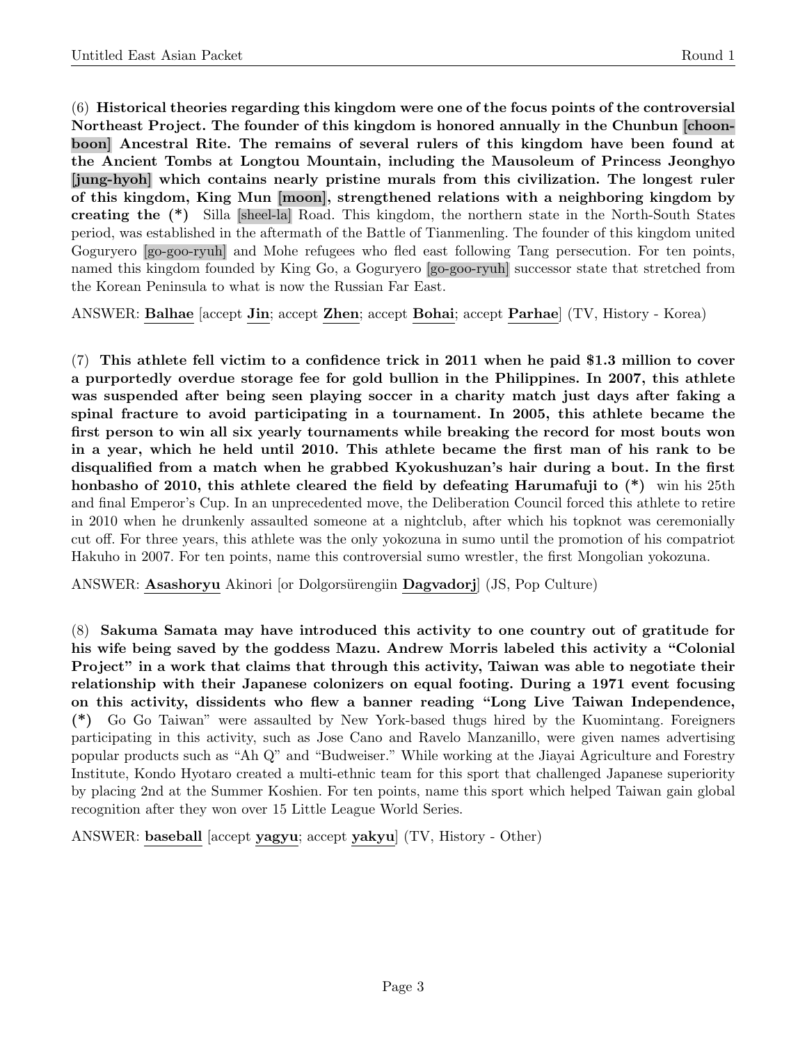(6) **Historical theories regarding this kingdom were one of the focus points of the controversial Northeast Project. The founder of this kingdom is honored annually in the Chunbun [choon-boon] Ancestral Rite. The remains of several rulers of this kingdom have been found at the Ancient Tombs at Longtou Mountain, including the Mausoleum of Princess Jeonghyo [jung-hyoh] which contains nearly pristine murals from this civilization. The longest ruler of this kingdom, King Mun [moon], strengthened relations with a neighboring kingdom by creating the (*)** Silla [sheel-la] Road. This kingdom, the northern state in the North-South States period, was established in the aftermath of the Battle of Tianmenling. The founder of this kingdom united Goguryero [go-goo-ryuh] and Mohe refugees who fled east following Tang persecution. For ten points, named this kingdom founded by King Go, a Goguryero [go-goo-ryuh] successor state that stretched from the Korean Peninsula to what is now the Russian Far East.

ANSWER: **Balhae** [accept **Jin**; accept **Zhen**; accept **Bohai**; accept **Parhae**] (TV, History - Korea)

(7) **This athlete fell victim to a confidence trick in 2011 when he paid $1.3 million to cover a purportedly overdue storage fee for gold bullion in the Philippines. In 2007, this athlete was suspended after being seen playing soccer in a charity match just days after faking a spinal fracture to avoid participating in a tournament. In 2005, this athlete became the first person to win all six yearly tournaments while breaking the record for most bouts won in a year, which he held until 2010. This athlete became the first man of his rank to be disqualified from a match when he grabbed Kyokushuzan's hair during a bout. In the first honbasho of 2010, this athlete cleared the field by defeating Harumafuji to (*)** win his 25th and final Emperor's Cup. In an unprecedented move, the Deliberation Council forced this athlete to retire in 2010 when he drunkenly assaulted someone at a nightclub, after which his topknot was ceremonially cut off. For three years, this athlete was the only yokozuna in sumo until the promotion of his compatriot Hakuho in 2007. For ten points, name this controversial sumo wrestler, the first Mongolian yokozuna.

ANSWER: **Asashoryu** Akinori [or Dolgorsürengiin **Dagvadorj**] (JS, Pop Culture)

(8) **Sakuma Samata may have introduced this activity to one country out of gratitude for his wife being saved by the goddess Mazu. Andrew Morris labeled this activity a "Colonial Project" in a work that claims that through this activity, Taiwan was able to negotiate their relationship with their Japanese colonizers on equal footing. During a 1971 event focusing on this activity, dissidents who flew a banner reading "Long Live Taiwan Independence, (*)** Go Go Taiwan" were assaulted by New York-based thugs hired by the Kuomintang. Foreigners participating in this activity, such as Jose Cano and Ravelo Manzanillo, were given names advertising popular products such as "Ah Q" and "Budweiser." While working at the Jiayai Agriculture and Forestry Institute, Kondo Hyotaro created a multi-ethnic team for this sport that challenged Japanese superiority by placing 2nd at the Summer Koshien. For ten points, name this sport which helped Taiwan gain global recognition after they won over 15 Little League World Series.

ANSWER: **baseball** [accept **yagyu**; accept **yakyu**] (TV, History - Other)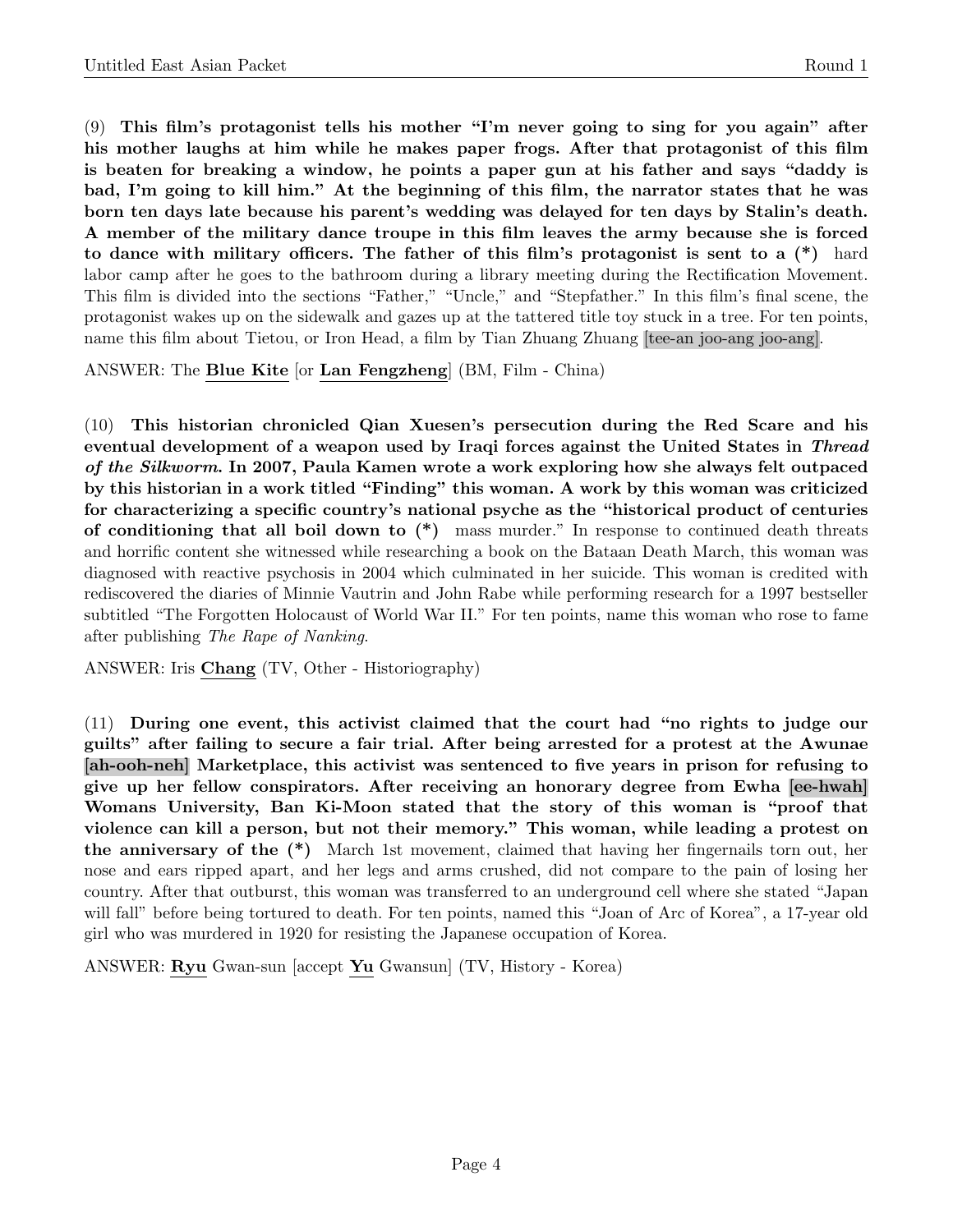(9) **This film's protagonist tells his mother "I'm never going to sing for you again" after his mother laughs at him while he makes paper frogs. After that protagonist of this film is beaten for breaking a window, he points a paper gun at his father and says "daddy is bad, I'm going to kill him." At the beginning of this film, the narrator states that he was born ten days late because his parent's wedding was delayed for ten days by Stalin's death. A member of the military dance troupe in this film leaves the army because she is forced to dance with military officers. The father of this film's protagonist is sent to a (*)** hard labor camp after he goes to the bathroom during a library meeting during the Rectification Movement. This film is divided into the sections "Father," "Uncle," and "Stepfather." In this film's final scene, the protagonist wakes up on the sidewalk and gazes up at the tattered title toy stuck in a tree. For ten points, name this film about Tietou, or Iron Head, a film by Tian Zhuang Zhuang [tee-an joo-ang joo-ang].

ANSWER: The **Blue Kite** [or **Lan Fengzheng**] (BM, Film - China)

(10) **This historian chronicled Qian Xuesen's persecution during the Red Scare and his eventual development of a weapon used by Iraqi forces against the United States in *Thread of the Silkworm*. In 2007, Paula Kamen wrote a work exploring how she always felt outpaced by this historian in a work titled "Finding" this woman. A work by this woman was criticized for characterizing a specific country's national psyche as the "historical product of centuries of conditioning that all boil down to (*)** mass murder." In response to continued death threats and horrific content she witnessed while researching a book on the Bataan Death March, this woman was diagnosed with reactive psychosis in 2004 which culminated in her suicide. This woman is credited with rediscovered the diaries of Minnie Vautrin and John Rabe while performing research for a 1997 bestseller subtitled "The Forgotten Holocaust of World War II." For ten points, name this woman who rose to fame after publishing *The Rape of Nanking*.

ANSWER: Iris **Chang** (TV, Other - Historiography)

(11) **During one event, this activist claimed that the court had "no rights to judge our guilts" after failing to secure a fair trial. After being arrested for a protest at the Awunae [ah-ooh-neh] Marketplace, this activist was sentenced to five years in prison for refusing to give up her fellow conspirators. After receiving an honorary degree from Ewha [ee-hwah] Womans University, Ban Ki-Moon stated that the story of this woman is "proof that violence can kill a person, but not their memory." This woman, while leading a protest on the anniversary of the (*)** March 1st movement, claimed that having her fingernails torn out, her nose and ears ripped apart, and her legs and arms crushed, did not compare to the pain of losing her country. After that outburst, this woman was transferred to an underground cell where she stated "Japan will fall" before being tortured to death. For ten points, named this "Joan of Arc of Korea", a 17-year old girl who was murdered in 1920 for resisting the Japanese occupation of Korea.

ANSWER: **Ryu** Gwan-sun [accept **Yu** Gwansun] (TV, History - Korea)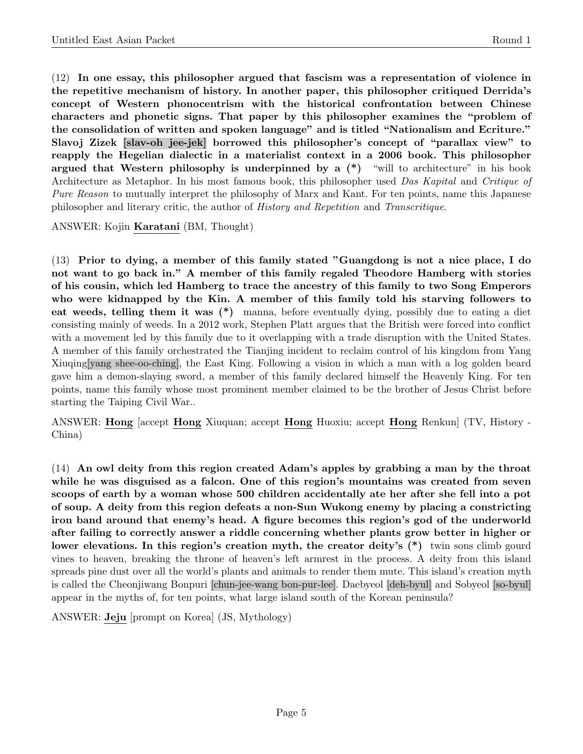(12) **In one essay, this philosopher argued that fascism was a representation of violence in the repetitive mechanism of history. In another paper, this philosopher critiqued Derrida's concept of Western phonocentrism with the historical confrontation between Chinese characters and phonetic signs. That paper by this philosopher examines the "problem of the consolidation of written and spoken language" and is titled "Nationalism and Ecriture." Slavoj Zizek [slav-oh jee-jek] borrowed this philosopher's concept of "parallax view" to reapply the Hegelian dialectic in a materialist context in a 2006 book. This philosopher argued that Western philosophy is underpinned by a (*)** "will to architecture" in his book Architecture as Metaphor. In his most famous book, this philosopher used *Das Kapital* and *Critique of Pure Reason* to mutually interpret the philosophy of Marx and Kant. For ten points, name this Japanese philosopher and literary critic, the author of *History and Repetition* and *Transcritique*.

ANSWER: Kojin **Karatani** (BM, Thought)

(13) **Prior to dying, a member of this family stated "Guangdong is not a nice place, I do not want to go back in." A member of this family regaled Theodore Hamberg with stories of his cousin, which led Hamberg to trace the ancestry of this family to two Song Emperors who were kidnapped by the Kin. A member of this family told his starving followers to eat weeds, telling them it was (*)** manna, before eventually dying, possibly due to eating a diet consisting mainly of weeds. In a 2012 work, Stephen Platt argues that the British were forced into conflict with a movement led by this family due to it overlapping with a trade disruption with the United States. A member of this family orchestrated the Tianjing incident to reclaim control of his kingdom from Yang Xiuqing[yang shee-oo-ching], the East King. Following a vision in which a man with a log golden beard gave him a demon-slaying sword, a member of this family declared himself the Heavenly King. For ten points, name this family whose most prominent member claimed to be the brother of Jesus Christ before starting the Taiping Civil War..

ANSWER: **Hong** [accept **Hong** Xiuquan; accept **Hong** Huoxiu; accept **Hong** Renkun] (TV, History - China)

(14) **An owl deity from this region created Adam's apples by grabbing a man by the throat while he was disguised as a falcon. One of this region's mountains was created from seven scoops of earth by a woman whose 500 children accidentally ate her after she fell into a pot of soup. A deity from this region defeats a non-Sun Wukong enemy by placing a constricting iron band around that enemy's head. A figure becomes this region's god of the underworld after failing to correctly answer a riddle concerning whether plants grow better in higher or lower elevations. In this region's creation myth, the creator deity's (*)** twin sons climb gourd vines to heaven, breaking the throne of heaven's left armrest in the process. A deity from this island spreads pine dust over all the world's plants and animals to render them mute. This island's creation myth is called the Cheonjiwang Bonpuri [chun-jee-wang bon-pur-lee]. Daebyeol [deh-byul] and Sobyeol [so-byul] appear in the myths of, for ten points, what large island south of the Korean peninsula?

ANSWER: **Jeju** [prompt on Korea] (JS, Mythology)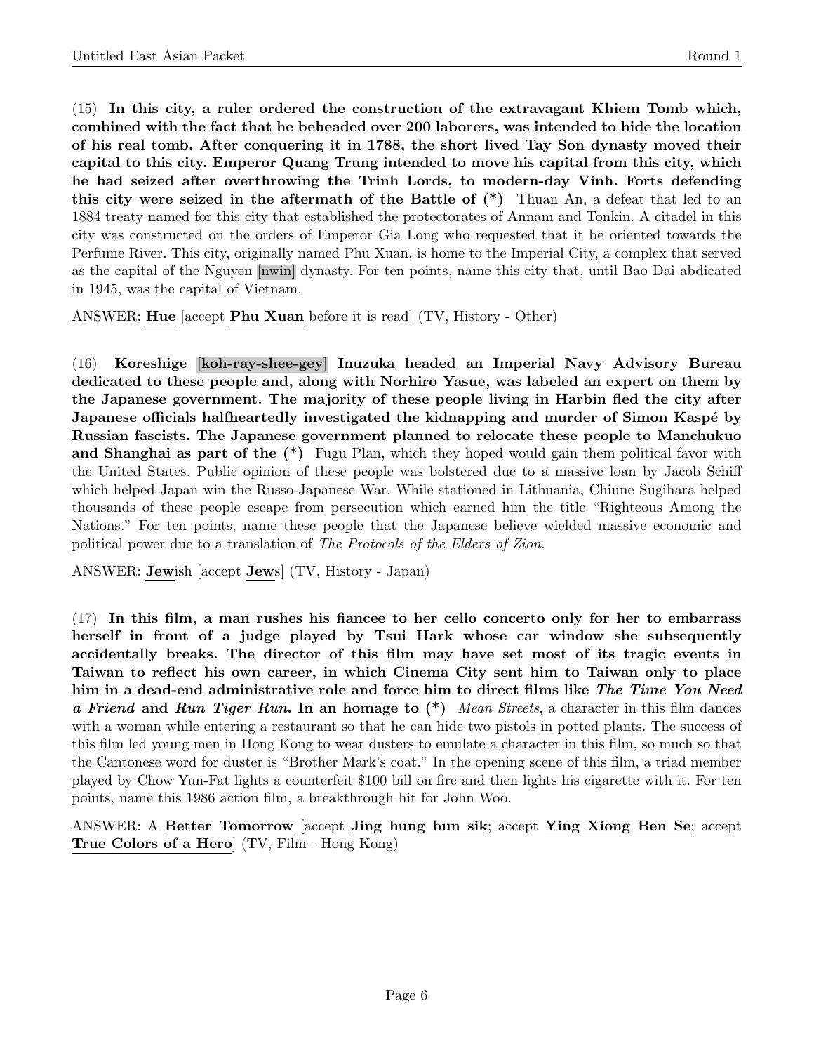(15) **In this city, a ruler ordered the construction of the extravagant Khiem Tomb which, combined with the fact that he beheaded over 200 laborers, was intended to hide the location of his real tomb. After conquering it in 1788, the short lived Tay Son dynasty moved their capital to this city. Emperor Quang Trung intended to move his capital from this city, which he had seized after overthrowing the Trinh Lords, to modern-day Vinh. Forts defending this city were seized in the aftermath of the Battle of (*)** Thuan An, a defeat that led to an 1884 treaty named for this city that established the protectorates of Annam and Tonkin. A citadel in this city was constructed on the orders of Emperor Gia Long who requested that it be oriented towards the Perfume River. This city, originally named Phu Xuan, is home to the Imperial City, a complex that served as the capital of the Nguyen [nwin] dynasty. For ten points, name this city that, until Bao Dai abdicated in 1945, was the capital of Vietnam.

ANSWER: **Hue** [accept **Phu Xuan** before it is read] (TV, History - Other)

(16) **Koreshige [koh-ray-shee-gey] Inuzuka headed an Imperial Navy Advisory Bureau dedicated to these people and, along with Norhiro Yasue, was labeled an expert on them by the Japanese government. The majority of these people living in Harbin fled the city after Japanese officials halfheartedly investigated the kidnapping and murder of Simon Kaspé by Russian fascists. The Japanese government planned to relocate these people to Manchukuo and Shanghai as part of the (*)** Fugu Plan, which they hoped would gain them political favor with the United States. Public opinion of these people was bolstered due to a massive loan by Jacob Schiff which helped Japan win the Russo-Japanese War. While stationed in Lithuania, Chiune Sugihara helped thousands of these people escape from persecution which earned him the title "Righteous Among the Nations." For ten points, name these people that the Japanese believe wielded massive economic and political power due to a translation of *The Protocols of the Elders of Zion*.

ANSWER: **Jew**ish [accept **Jew**s] (TV, History - Japan)

(17) **In this film, a man rushes his fiancee to her cello concerto only for her to embarrass herself in front of a judge played by Tsui Hark whose car window she subsequently accidentally breaks. The director of this film may have set most of its tragic events in Taiwan to reflect his own career, in which Cinema City sent him to Taiwan only to place him in a dead-end administrative role and force him to direct films like *The Time You Need a Friend* and *Run Tiger Run*. In an homage to (*)** *Mean Streets*, a character in this film dances with a woman while entering a restaurant so that he can hide two pistols in potted plants. The success of this film led young men in Hong Kong to wear dusters to emulate a character in this film, so much so that the Cantonese word for duster is "Brother Mark's coat." In the opening scene of this film, a triad member played by Chow Yun-Fat lights a counterfeit $100 bill on fire and then lights his cigarette with it. For ten points, name this 1986 action film, a breakthrough hit for John Woo.

ANSWER: A **Better Tomorrow** [accept **Jing hung bun sik**; accept **Ying Xiong Ben Se**; accept **True Colors of a Hero**] (TV, Film - Hong Kong)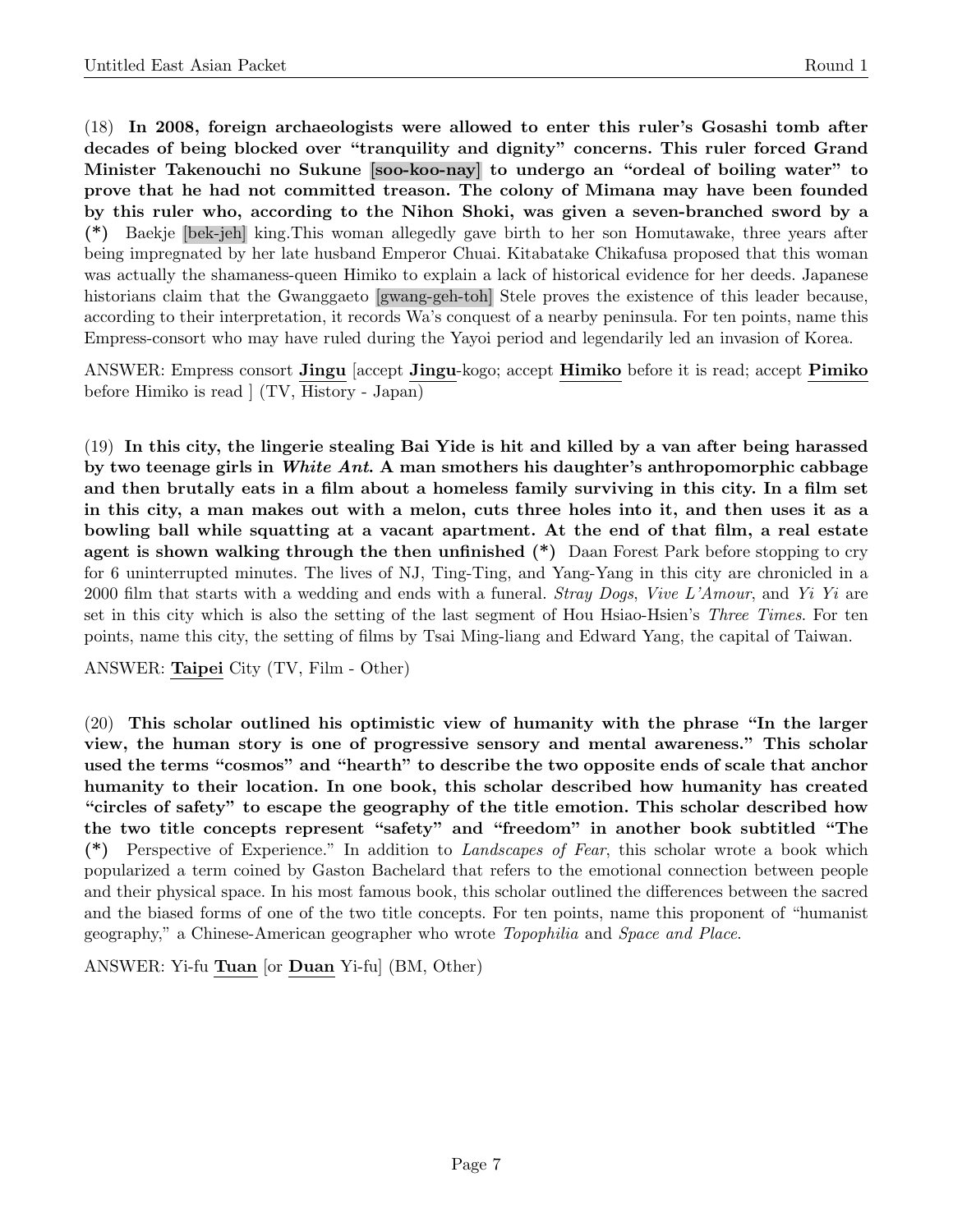(18) **In 2008, foreign archaeologists were allowed to enter this ruler's Gosashi tomb after decades of being blocked over "tranquility and dignity" concerns. This ruler forced Grand Minister Takenouchi no Sukune [soo-koo-nay] to undergo an "ordeal of boiling water" to prove that he had not committed treason. The colony of Mimana may have been founded by this ruler who, according to the Nihon Shoki, was given a seven-branched sword by a (*)** Baekje [bek-jeh] king.This woman allegedly gave birth to her son Homutawake, three years after being impregnated by her late husband Emperor Chuai. Kitabatake Chikafusa proposed that this woman was actually the shamaness-queen Himiko to explain a lack of historical evidence for her deeds. Japanese historians claim that the Gwanggaeto [gwang-geh-toh] Stele proves the existence of this leader because, according to their interpretation, it records Wa's conquest of a nearby peninsula. For ten points, name this Empress-consort who may have ruled during the Yayoi period and legendarily led an invasion of Korea.

ANSWER: Empress consort **Jingu** [accept **Jingu**-kogo; accept **Himiko** before it is read; accept **Pimiko** before Himiko is read ] (TV, History - Japan)

(19) **In this city, the lingerie stealing Bai Yide is hit and killed by a van after being harassed by two teenage girls in *White Ant*. A man smothers his daughter's anthropomorphic cabbage and then brutally eats in a film about a homeless family surviving in this city. In a film set in this city, a man makes out with a melon, cuts three holes into it, and then uses it as a bowling ball while squatting at a vacant apartment. At the end of that film, a real estate agent is shown walking through the then unfinished (*)** Daan Forest Park before stopping to cry for 6 uninterrupted minutes. The lives of NJ, Ting-Ting, and Yang-Yang in this city are chronicled in a 2000 film that starts with a wedding and ends with a funeral. *Stray Dogs*, *Vive L'Amour*, and *Yi Yi* are set in this city which is also the setting of the last segment of Hou Hsiao-Hsien's *Three Times*. For ten points, name this city, the setting of films by Tsai Ming-liang and Edward Yang, the capital of Taiwan.

ANSWER: **Taipei** City (TV, Film - Other)

(20) **This scholar outlined his optimistic view of humanity with the phrase "In the larger view, the human story is one of progressive sensory and mental awareness." This scholar used the terms "cosmos" and "hearth" to describe the two opposite ends of scale that anchor humanity to their location. In one book, this scholar described how humanity has created "circles of safety" to escape the geography of the title emotion. This scholar described how the two title concepts represent "safety" and "freedom" in another book subtitled "The (*)** Perspective of Experience." In addition to *Landscapes of Fear*, this scholar wrote a book which popularized a term coined by Gaston Bachelard that refers to the emotional connection between people and their physical space. In his most famous book, this scholar outlined the differences between the sacred and the biased forms of one of the two title concepts. For ten points, name this proponent of "humanist geography," a Chinese-American geographer who wrote *Topophilia* and *Space and Place*.

ANSWER: Yi-fu **Tuan** [or **Duan** Yi-fu] (BM, Other)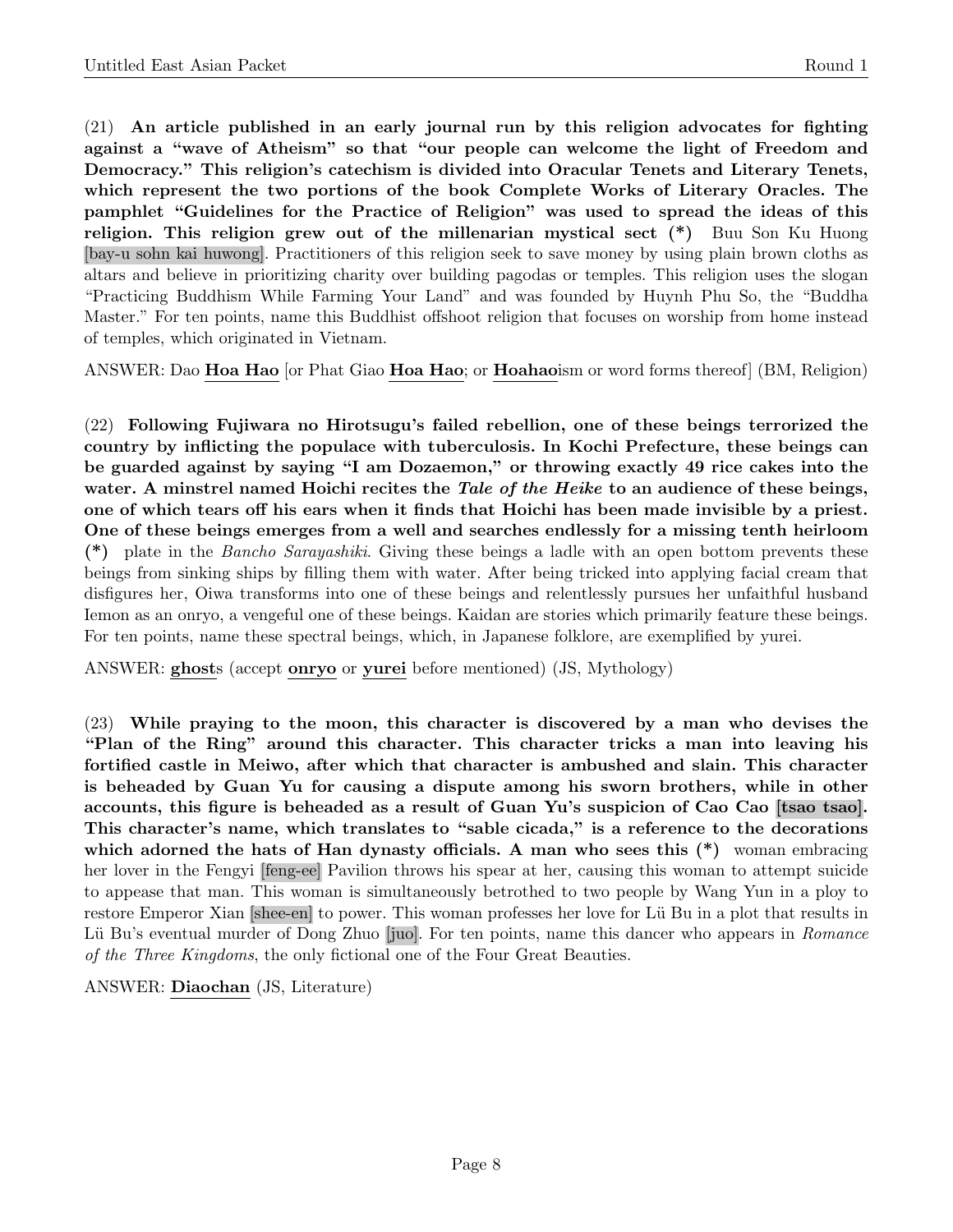(21) **An article published in an early journal run by this religion advocates for fighting against a "wave of Atheism" so that "our people can welcome the light of Freedom and Democracy." This religion's catechism is divided into Oracular Tenets and Literary Tenets, which represent the two portions of the book Complete Works of Literary Oracles. The pamphlet "Guidelines for the Practice of Religion" was used to spread the ideas of this religion. This religion grew out of the millenarian mystical sect (*)** Buu Son Ku Huong [bay-u sohn kai huwong]. Practitioners of this religion seek to save money by using plain brown cloths as altars and believe in prioritizing charity over building pagodas or temples. This religion uses the slogan "Practicing Buddhism While Farming Your Land" and was founded by Huynh Phu So, the "Buddha Master." For ten points, name this Buddhist offshoot religion that focuses on worship from home instead of temples, which originated in Vietnam.

ANSWER: Dao **Hoa Hao** [or Phat Giao **Hoa Hao**; or **Hoahao**ism or word forms thereof] (BM, Religion)

(22) **Following Fujiwara no Hirotsugu's failed rebellion, one of these beings terrorized the country by inflicting the populace with tuberculosis. In Kochi Prefecture, these beings can be guarded against by saying "I am Dozaemon," or throwing exactly 49 rice cakes into the water. A minstrel named Hoichi recites the *Tale of the Heike* to an audience of these beings, one of which tears off his ears when it finds that Hoichi has been made invisible by a priest. One of these beings emerges from a well and searches endlessly for a missing tenth heirloom (*)** plate in the *Bancho Sarayashiki*. Giving these beings a ladle with an open bottom prevents these beings from sinking ships by filling them with water. After being tricked into applying facial cream that disfigures her, Oiwa transforms into one of these beings and relentlessly pursues her unfaithful husband Iemon as an onryo, a vengeful one of these beings. Kaidan are stories which primarily feature these beings. For ten points, name these spectral beings, which, in Japanese folklore, are exemplified by yurei.

ANSWER: **ghost**s (accept **onryo** or **yurei** before mentioned) (JS, Mythology)

(23) **While praying to the moon, this character is discovered by a man who devises the "Plan of the Ring" around this character. This character tricks a man into leaving his fortified castle in Meiwo, after which that character is ambushed and slain. This character is beheaded by Guan Yu for causing a dispute among his sworn brothers, while in other accounts, this figure is beheaded as a result of Guan Yu's suspicion of Cao Cao [tsao tsao]. This character's name, which translates to "sable cicada," is a reference to the decorations which adorned the hats of Han dynasty officials. A man who sees this (*)** woman embracing her lover in the Fengyi [feng-ee] Pavilion throws his spear at her, causing this woman to attempt suicide to appease that man. This woman is simultaneously betrothed to two people by Wang Yun in a ploy to restore Emperor Xian [shee-en] to power. This woman professes her love for Lü Bu in a plot that results in Lü Bu's eventual murder of Dong Zhuo [juo]. For ten points, name this dancer who appears in *Romance of the Three Kingdoms*, the only fictional one of the Four Great Beauties.

ANSWER: **Diaochan** (JS, Literature)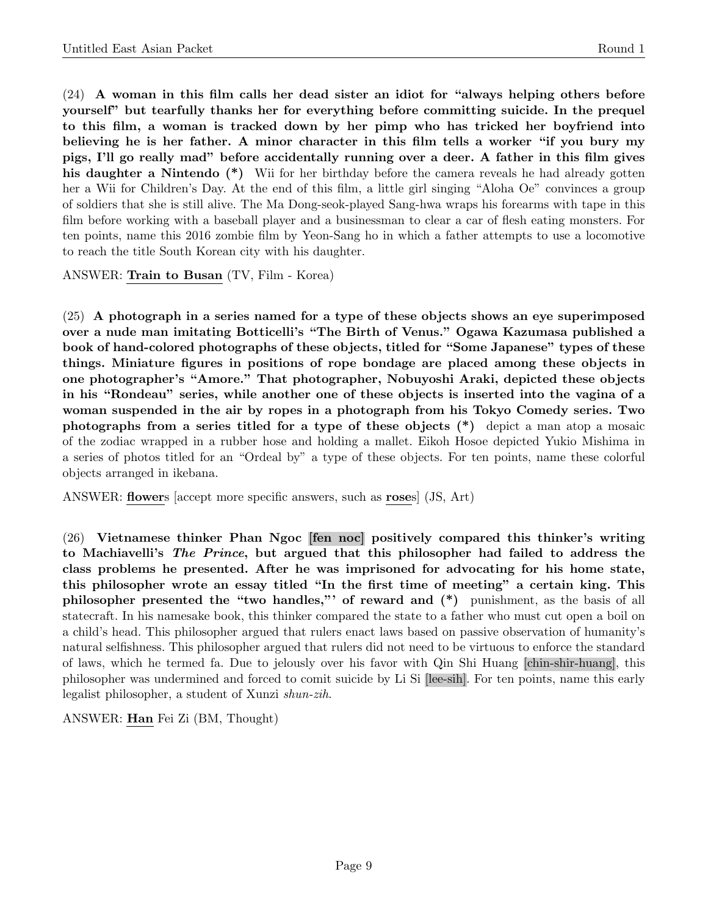(24) **A woman in this film calls her dead sister an idiot for "always helping others before yourself" but tearfully thanks her for everything before committing suicide. In the prequel to this film, a woman is tracked down by her pimp who has tricked her boyfriend into believing he is her father. A minor character in this film tells a worker "if you bury my pigs, I'll go really mad" before accidentally running over a deer. A father in this film gives his daughter a Nintendo (\*)** Wii for her birthday before the camera reveals he had already gotten her a Wii for Children's Day. At the end of this film, a little girl singing "Aloha Oe" convinces a group of soldiers that she is still alive. The Ma Dong-seok-played Sang-hwa wraps his forearms with tape in this film before working with a baseball player and a businessman to clear a car of flesh eating monsters. For ten points, name this 2016 zombie film by Yeon-Sang ho in which a father attempts to use a locomotive to reach the title South Korean city with his daughter.

ANSWER: **Train to Busan** (TV, Film - Korea)

(25) **A photograph in a series named for a type of these objects shows an eye superimposed over a nude man imitating Botticelli's "The Birth of Venus." Ogawa Kazumasa published a book of hand-colored photographs of these objects, titled for "Some Japanese" types of these things. Miniature figures in positions of rope bondage are placed among these objects in one photographer's "Amore." That photographer, Nobuyoshi Araki, depicted these objects in his "Rondeau" series, while another one of these objects is inserted into the vagina of a woman suspended in the air by ropes in a photograph from his Tokyo Comedy series. Two photographs from a series titled for a type of these objects (\*)** depict a man atop a mosaic of the zodiac wrapped in a rubber hose and holding a mallet. Eikoh Hosoe depicted Yukio Mishima in a series of photos titled for an "Ordeal by" a type of these objects. For ten points, name these colorful objects arranged in ikebana.

ANSWER: **flower**s [accept more specific answers, such as **rose**s] (JS, Art)

(26) **Vietnamese thinker Phan Ngoc [fen noc] positively compared this thinker's writing to Machiavelli's *The Prince*, but argued that this philosopher had failed to address the class problems he presented. After he was imprisoned for advocating for his home state, this philosopher wrote an essay titled "In the first time of meeting" a certain king. This philosopher presented the "two handles,"' of reward and (\*)** punishment, as the basis of all statecraft. In his namesake book, this thinker compared the state to a father who must cut open a boil on a child's head. This philosopher argued that rulers enact laws based on passive observation of humanity's natural selfishness. This philosopher argued that rulers did not need to be virtuous to enforce the standard of laws, which he termed fa. Due to jelously over his favor with Qin Shi Huang [chin-shir-huang], this philosopher was undermined and forced to comit suicide by Li Si [lee-sih]. For ten points, name this early legalist philosopher, a student of Xunzi *shun-zih*.

ANSWER: **Han** Fei Zi (BM, Thought)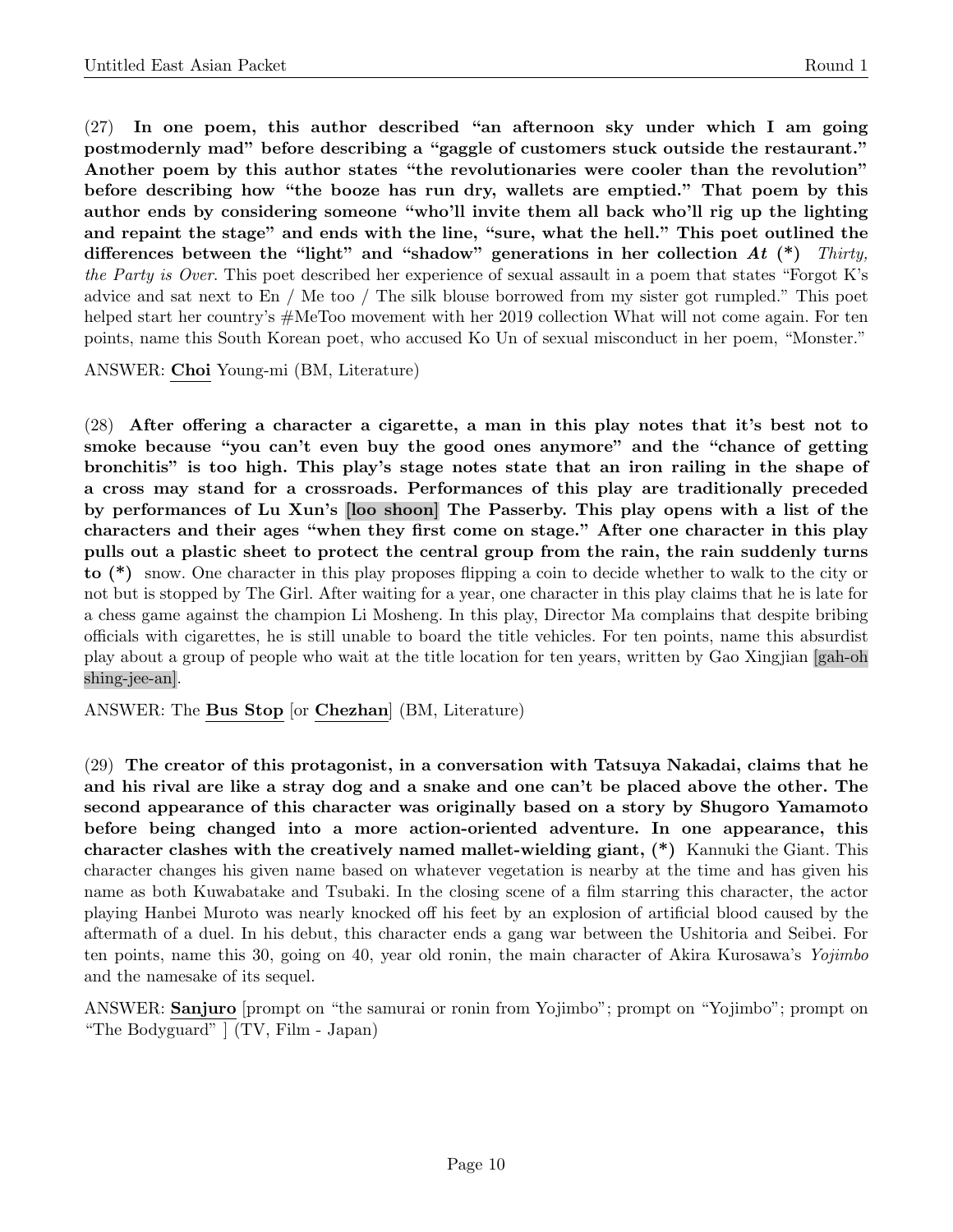(27) **In one poem, this author described "an afternoon sky under which I am going postmodernly mad" before describing a "gaggle of customers stuck outside the restaurant." Another poem by this author states "the revolutionaries were cooler than the revolution" before describing how "the booze has run dry, wallets are emptied." That poem by this author ends by considering someone "who'll invite them all back who'll rig up the lighting and repaint the stage" and ends with the line, "sure, what the hell." This poet outlined the differences between the "light" and "shadow" generations in her collection *At* (\*)** *Thirty, the Party is Over*. This poet described her experience of sexual assault in a poem that states "Forgot K's advice and sat next to En / Me too / The silk blouse borrowed from my sister got rumpled." This poet helped start her country's #MeToo movement with her 2019 collection What will not come again. For ten points, name this South Korean poet, who accused Ko Un of sexual misconduct in her poem, "Monster."

ANSWER: **Choi** Young-mi (BM, Literature)

(28) **After offering a character a cigarette, a man in this play notes that it's best not to smoke because "you can't even buy the good ones anymore" and the "chance of getting bronchitis" is too high. This play's stage notes state that an iron railing in the shape of a cross may stand for a crossroads. Performances of this play are traditionally preceded by performances of Lu Xun's [loo shoon] The Passerby. This play opens with a list of the characters and their ages "when they first come on stage." After one character in this play pulls out a plastic sheet to protect the central group from the rain, the rain suddenly turns to (\*)** snow. One character in this play proposes flipping a coin to decide whether to walk to the city or not but is stopped by The Girl. After waiting for a year, one character in this play claims that he is late for a chess game against the champion Li Mosheng. In this play, Director Ma complains that despite bribing officials with cigarettes, he is still unable to board the title vehicles. For ten points, name this absurdist play about a group of people who wait at the title location for ten years, written by Gao Xingjian [gah-oh shing-jee-an].

ANSWER: The **Bus Stop** [or **Chezhan**] (BM, Literature)

(29) **The creator of this protagonist, in a conversation with Tatsuya Nakadai, claims that he and his rival are like a stray dog and a snake and one can't be placed above the other. The second appearance of this character was originally based on a story by Shugoro Yamamoto before being changed into a more action-oriented adventure. In one appearance, this character clashes with the creatively named mallet-wielding giant, (\*)** Kannuki the Giant. This character changes his given name based on whatever vegetation is nearby at the time and has given his name as both Kuwabatake and Tsubaki. In the closing scene of a film starring this character, the actor playing Hanbei Muroto was nearly knocked off his feet by an explosion of artificial blood caused by the aftermath of a duel. In his debut, this character ends a gang war between the Ushitoria and Seibei. For ten points, name this 30, going on 40, year old ronin, the main character of Akira Kurosawa's *Yojimbo* and the namesake of its sequel.

ANSWER: **Sanjuro** [prompt on "the samurai or ronin from Yojimbo"; prompt on "Yojimbo"; prompt on "The Bodyguard" ] (TV, Film - Japan)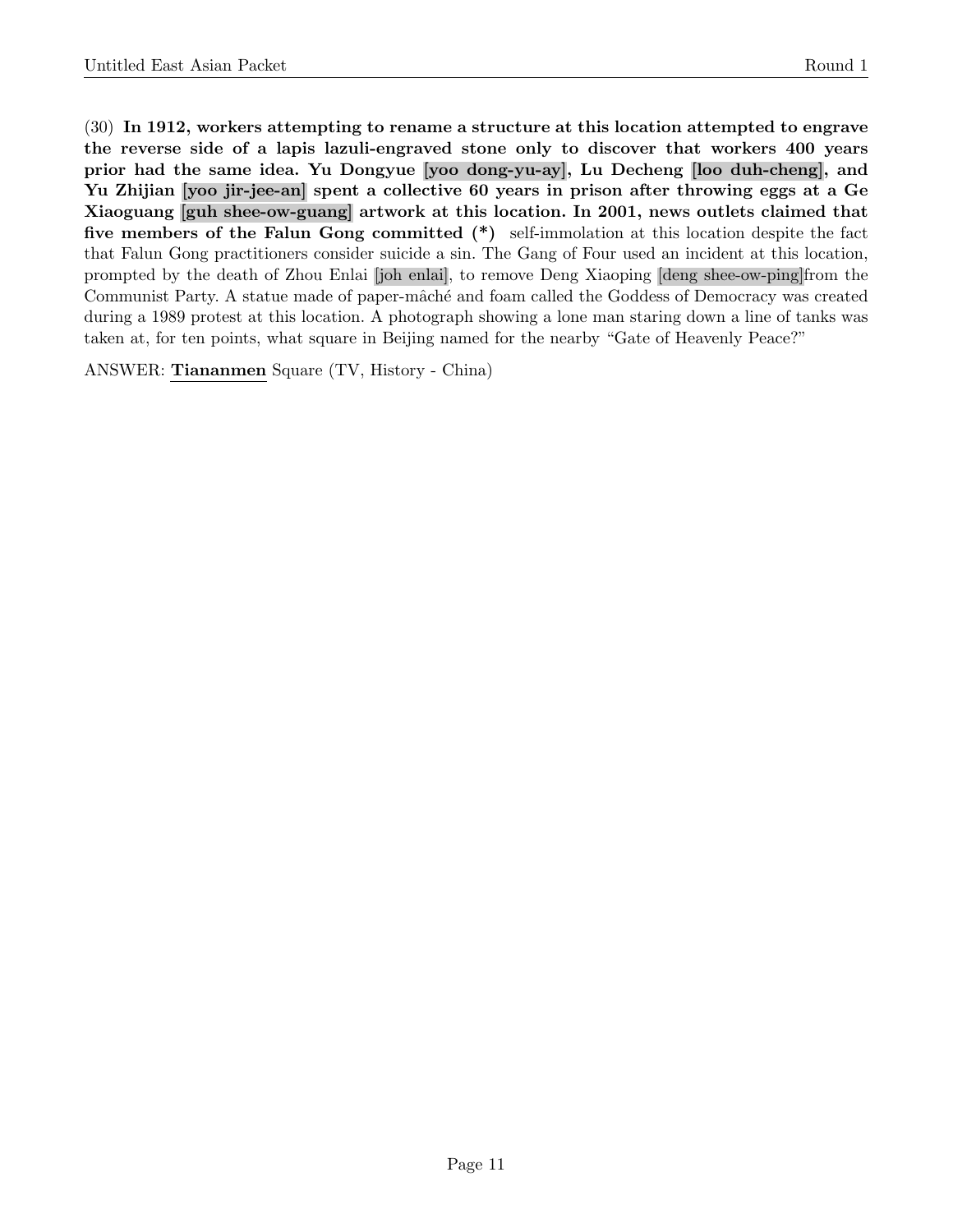(30) **In 1912, workers attempting to rename a structure at this location attempted to engrave the reverse side of a lapis lazuli-engraved stone only to discover that workers 400 years prior had the same idea. Yu Dongyue [yoo dong-yu-ay], Lu Decheng [loo duh-cheng], and Yu Zhijian [yoo jir-jee-an] spent a collective 60 years in prison after throwing eggs at a Ge Xiaoguang [guh shee-ow-guang] artwork at this location. In 2001, news outlets claimed that five members of the Falun Gong committed (*)** self-immolation at this location despite the fact that Falun Gong practitioners consider suicide a sin. The Gang of Four used an incident at this location, prompted by the death of Zhou Enlai [joh enlai], to remove Deng Xiaoping [deng shee-ow-ping]from the Communist Party. A statue made of paper-mâché and foam called the Goddess of Democracy was created during a 1989 protest at this location. A photograph showing a lone man staring down a line of tanks was taken at, for ten points, what square in Beijing named for the nearby "Gate of Heavenly Peace?"

ANSWER: **<u>Tiananmen</u>** Square (TV, History - China)